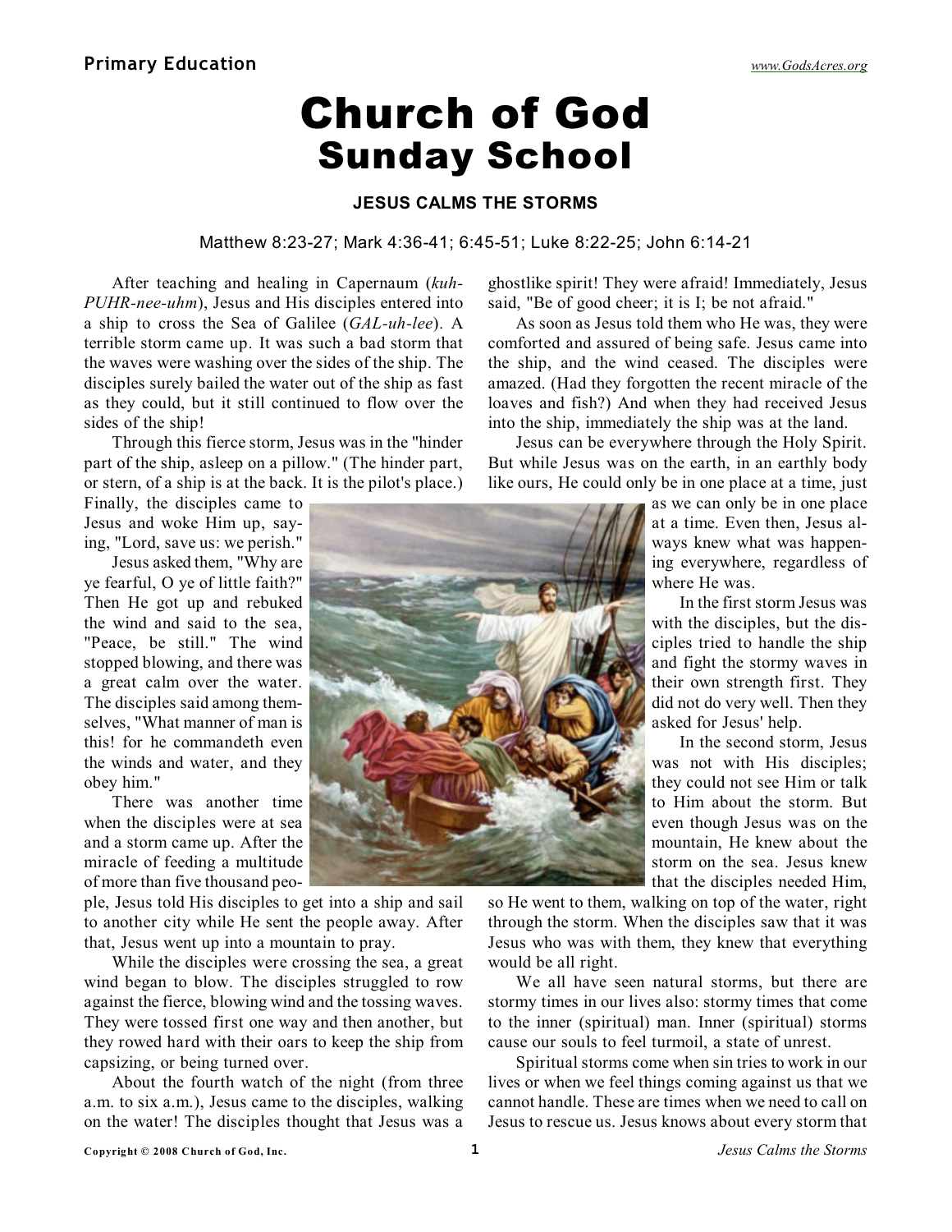# Church of God
## Sunday School

### JESUS CALMS THE STORMS

Matthew 8:23-27; Mark 4:36-41; 6:45-51; Luke 8:22-25; John 6:14-21

After teaching and healing in Capernaum (*kuh-PUHR-nee-uhm*), Jesus and His disciples entered into a ship to cross the Sea of Galilee (*GAL-uh-lee*). A terrible storm came up. It was such a bad storm that the waves were washing over the sides of the ship. The disciples surely bailed the water out of the ship as fast as they could, but it still continued to flow over the sides of the ship!

Through this fierce storm, Jesus was in the "hinder part of the ship, asleep on a pillow." (The hinder part, or stern, of a ship is at the back. It is the pilot's place.) Finally, the disciples came to Jesus and woke Him up, saying, "Lord, save us: we perish."

Jesus asked them, "Why are ye fearful, O ye of little faith?" Then He got up and rebuked the wind and said to the sea, "Peace, be still." The wind stopped blowing, and there was a great calm over the water. The disciples said among themselves, "What manner of man is this! for he commandeth even the winds and water, and they obey him."

There was another time when the disciples were at sea and a storm came up. After the miracle of feeding a multitude of more than five thousand people, Jesus told His disciples to get into a ship and sail to another city while He sent the people away. After that, Jesus went up into a mountain to pray.

While the disciples were crossing the sea, a great wind began to blow. The disciples struggled to row against the fierce, blowing wind and the tossing waves. They were tossed first one way and then another, but they rowed hard with their oars to keep the ship from capsizing, or being turned over.

About the fourth watch of the night (from three a.m. to six a.m.), Jesus came to the disciples, walking on the water! The disciples thought that Jesus was a ghostlike spirit! They were afraid! Immediately, Jesus said, "Be of good cheer; it is I; be not afraid."

As soon as Jesus told them who He was, they were comforted and assured of being safe. Jesus came into the ship, and the wind ceased. The disciples were amazed. (Had they forgotten the recent miracle of the loaves and fish?) And when they had received Jesus into the ship, immediately the ship was at the land.

Jesus can be everywhere through the Holy Spirit. But while Jesus was on the earth, in an earthly body like ours, He could only be in one place at a time, just as we can only be in one place at a time. Even then, Jesus always knew what was happening everywhere, regardless of where He was.

In the first storm Jesus was with the disciples, but the disciples tried to handle the ship and fight the stormy waves in their own strength first. They did not do very well. Then they asked for Jesus' help.

In the second storm, Jesus was not with His disciples; they could not see Him or talk to Him about the storm. But even though Jesus was on the mountain, He knew about the storm on the sea. Jesus knew that the disciples needed Him, so He went to them, walking on top of the water, right through the storm. When the disciples saw that it was Jesus who was with them, they knew that everything would be all right.

We all have seen natural storms, but there are stormy times in our lives also: stormy times that come to the inner (spiritual) man. Inner (spiritual) storms cause our souls to feel turmoil, a state of unrest.

Spiritual storms come when sin tries to work in our lives or when we feel things coming against us that we cannot handle. These are times when we need to call on Jesus to rescue us. Jesus knows about every storm that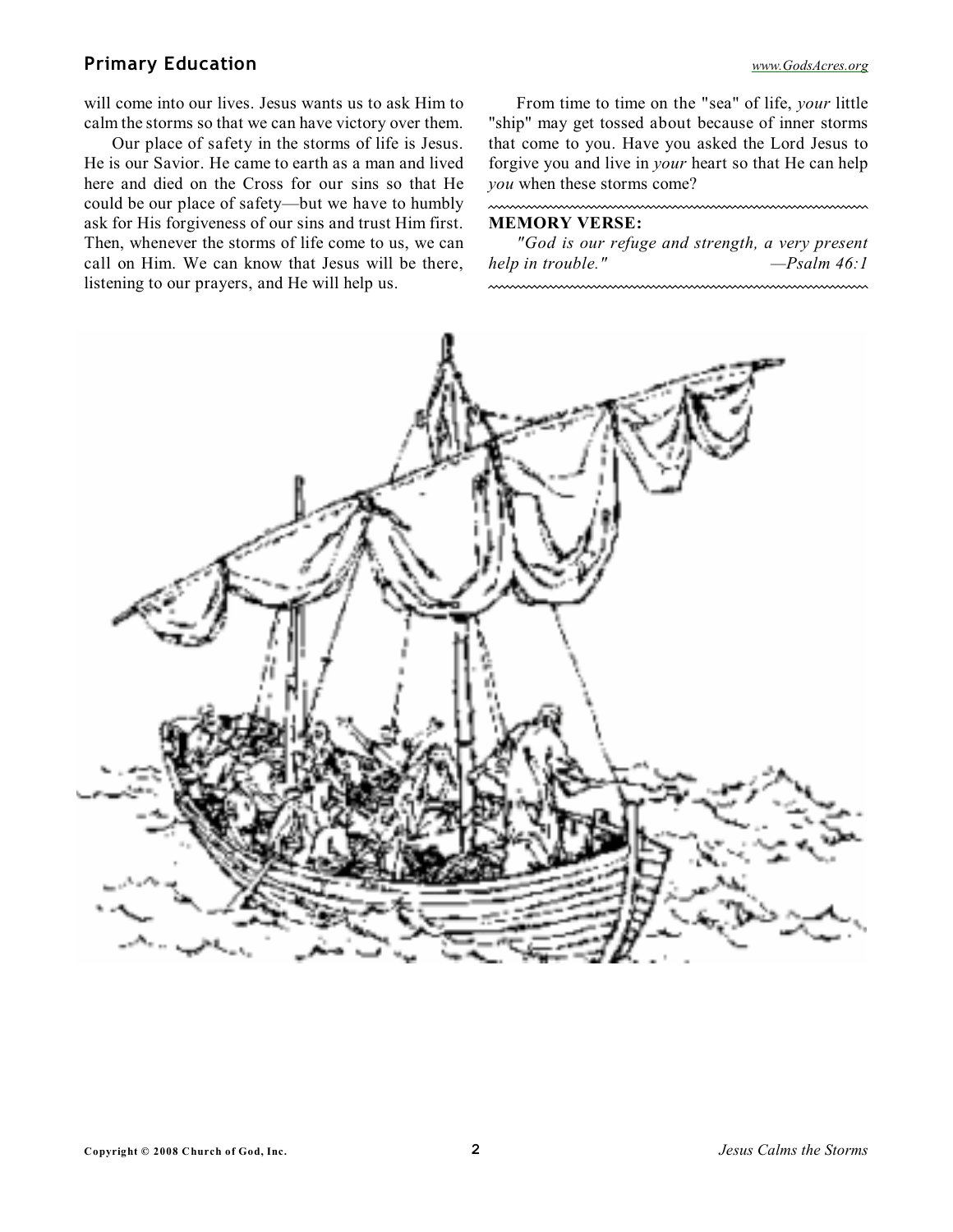will come into our lives. Jesus wants us to ask Him to calm the storms so that we can have victory over them.

Our place of safety in the storms of life is Jesus. He is our Savior. He came to earth as a man and lived here and died on the Cross for our sins so that He could be our place of safety—but we have to humbly ask for His forgiveness of our sins and trust Him first. Then, whenever the storms of life come to us, we can call on Him. We can know that Jesus will be there, listening to our prayers, and He will help us.

From time to time on the "sea" of life, *your* little "ship" may get tossed about because of inner storms that come to you. Have you asked the Lord Jesus to forgive you and live in *your* heart so that He can help *you* when these storms come?

**MEMORY VERSE:**

*"God is our refuge and strength, a very present help in trouble."* —*Psalm 46:1*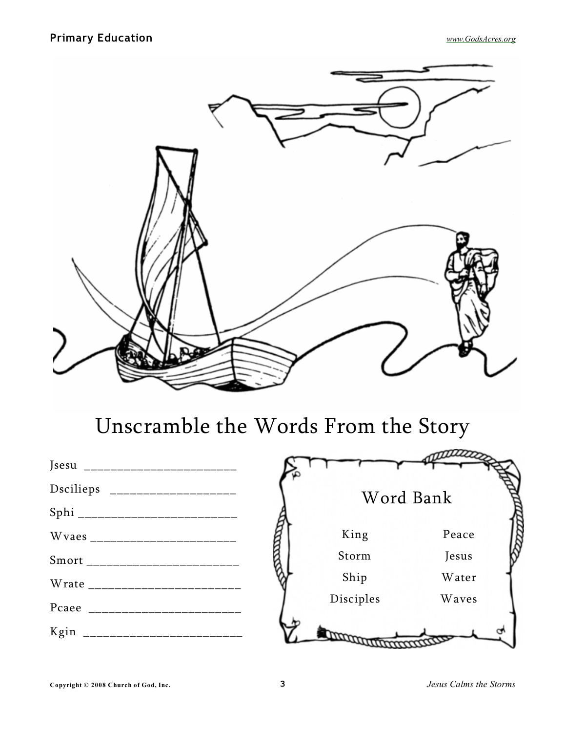# Unscramble the Words From the Story

Jsesu ________________________

Dscilieps ___________________

Sphi _________________________

Wvaes _______________________

Smort _______________________

Wrate _______________________

Pcaee _______________________

Kgin _________________________

## Word Bank

| | |
|---|---|
| King | Peace |
| Storm | Jesus |
| Ship | Water |
| Disciples | Waves |